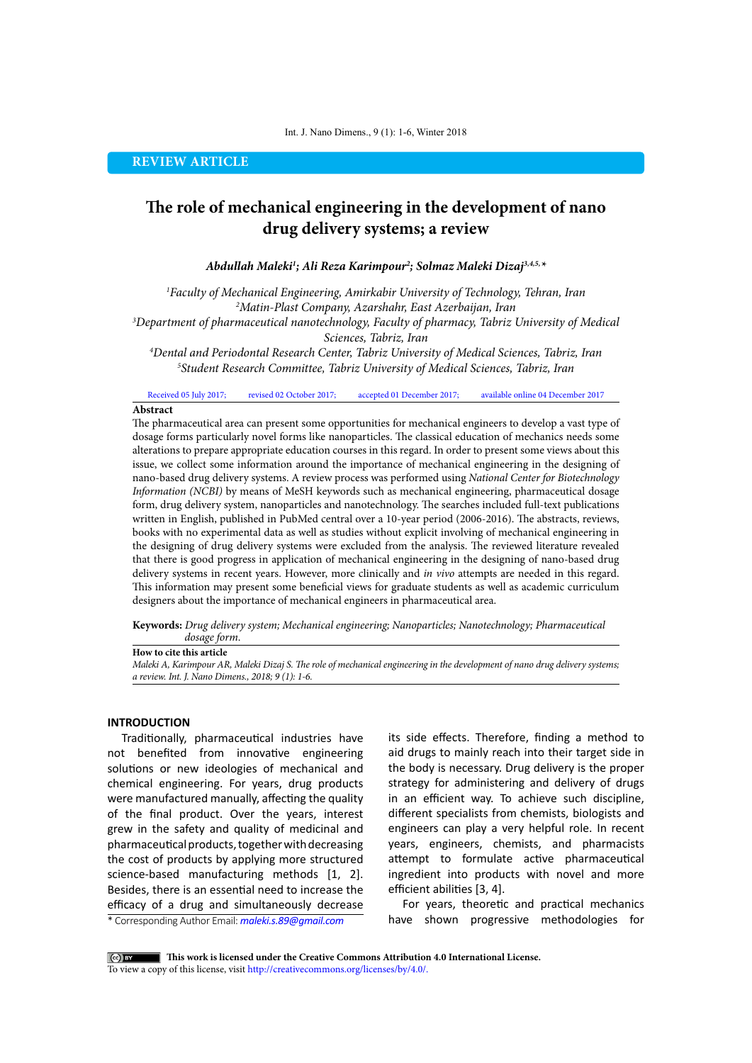REVIEW ARTICLE

# The role of mechanical engineering in the development of nano drug delivery systems; a review

***Abdullah Maleki[1]; Ali Reza Karimpour[2]; Solmaz Maleki Dizaj[3,4,5,]****

[1]*Faculty of Mechanical Engineering, Amirkabir University of Technology, Tehran, Iran*
[2]*Matin-Plast Company, Azarshahr, East Azerbaijan, Iran*
[3]*Department of pharmaceutical nanotechnology, Faculty of pharmacy, Tabriz University of Medical Sciences, Tabriz, Iran*
[4]*Dental and Periodontal Research Center, Tabriz University of Medical Sciences, Tabriz, Iran*
[5]*Student Research Committee, Tabriz University of Medical Sciences, Tabriz, Iran*

Received 05 July 2017; revised 02 October 2017; accepted 01 December 2017; available online 04 December 2017

**Abstract**

The pharmaceutical area can present some opportunities for mechanical engineers to develop a vast type of dosage forms particularly novel forms like nanoparticles. The classical education of mechanics needs some alterations to prepare appropriate education courses in this regard. In order to present some views about this issue, we collect some information around the importance of mechanical engineering in the designing of nano-based drug delivery systems. A review process was performed using *National Center for Biotechnology Information (NCBI)* by means of MeSH keywords such as mechanical engineering, pharmaceutical dosage form, drug delivery system, nanoparticles and nanotechnology. The searches included full-text publications written in English, published in PubMed central over a 10-year period (2006-2016). The abstracts, reviews, books with no experimental data as well as studies without explicit involving of mechanical engineering in the designing of drug delivery systems were excluded from the analysis. The reviewed literature revealed that there is good progress in application of mechanical engineering in the designing of nano-based drug delivery systems in recent years. However, more clinically and *in vivo* attempts are needed in this regard. This information may present some beneficial views for graduate students as well as academic curriculum designers about the importance of mechanical engineers in pharmaceutical area.

**Keywords:** *Drug delivery system; Mechanical engineering; Nanoparticles; Nanotechnology; Pharmaceutical dosage form.*

**How to cite this article**
*Maleki A, Karimpour AR, Maleki Dizaj S. The role of mechanical engineering in the development of nano drug delivery systems; a review. Int. J. Nano Dimens., 2018; 9 (1): 1-6.*

## INTRODUCTION

Traditionally, pharmaceutical industries have not benefited from innovative engineering solutions or new ideologies of mechanical and chemical engineering. For years, drug products were manufactured manually, affecting the quality of the final product. Over the years, interest grew in the safety and quality of medicinal and pharmaceutical products, together with decreasing the cost of products by applying more structured science-based manufacturing methods [1, 2]. Besides, there is an essential need to increase the efficacy of a drug and simultaneously decrease its side effects. Therefore, finding a method to aid drugs to mainly reach into their target side in the body is necessary. Drug delivery is the proper strategy for administering and delivery of drugs in an efficient way. To achieve such discipline, different specialists from chemists, biologists and engineers can play a very helpful role. In recent years, engineers, chemists, and pharmacists attempt to formulate active pharmaceutical ingredient into products with novel and more efficient abilities [3, 4].

For years, theoretic and practical mechanics have shown progressive methodologies for

\* Corresponding Author Email: *maleki.s.89@gmail.com*

**This work is licensed under the Creative Commons Attribution 4.0 International License.**
To view a copy of this license, visit http://creativecommons.org/licenses/by/4.0/.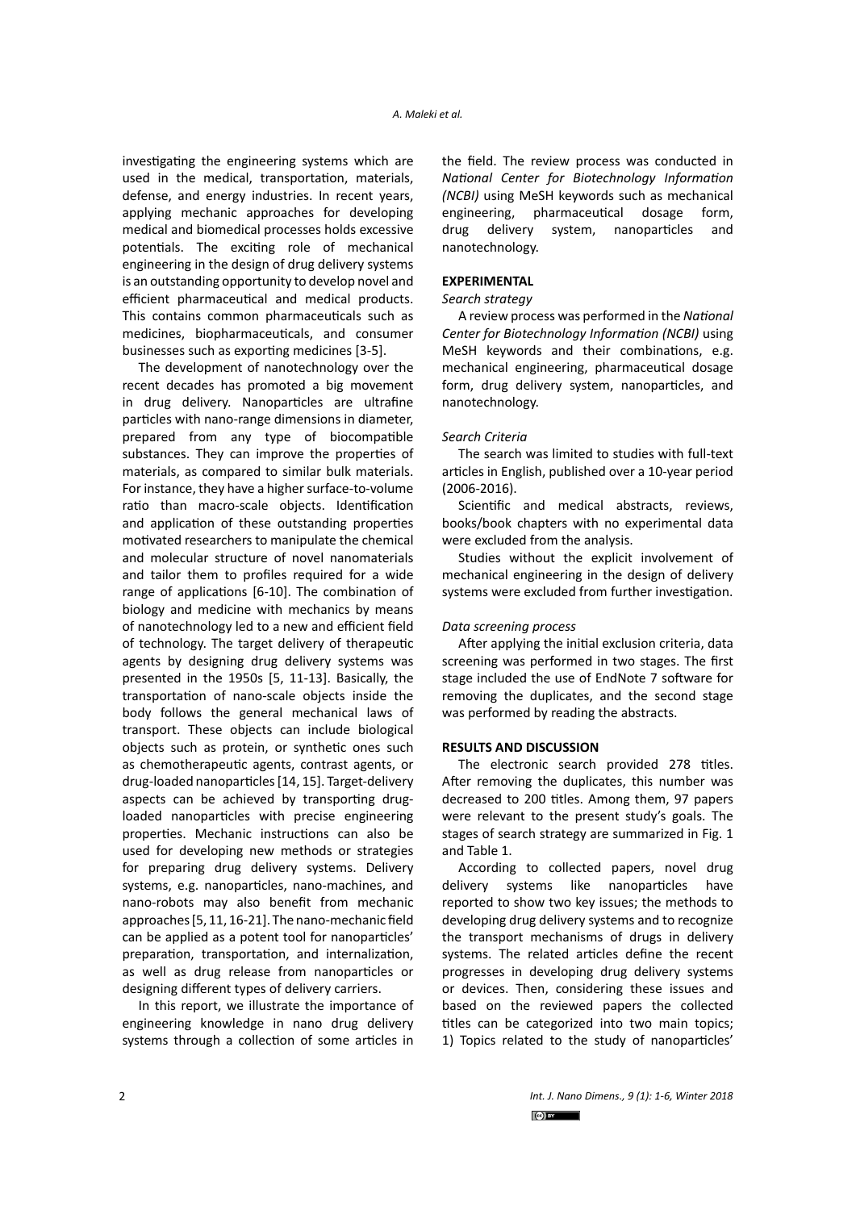investigating the engineering systems which are used in the medical, transportation, materials, defense, and energy industries. In recent years, applying mechanic approaches for developing medical and biomedical processes holds excessive potentials. The exciting role of mechanical engineering in the design of drug delivery systems is an outstanding opportunity to develop novel and efficient pharmaceutical and medical products. This contains common pharmaceuticals such as medicines, biopharmaceuticals, and consumer businesses such as exporting medicines [3-5].

The development of nanotechnology over the recent decades has promoted a big movement in drug delivery. Nanoparticles are ultrafine particles with nano-range dimensions in diameter, prepared from any type of biocompatible substances. They can improve the properties of materials, as compared to similar bulk materials. For instance, they have a higher surface-to-volume ratio than macro-scale objects. Identification and application of these outstanding properties motivated researchers to manipulate the chemical and molecular structure of novel nanomaterials and tailor them to profiles required for a wide range of applications [6-10]. The combination of biology and medicine with mechanics by means of nanotechnology led to a new and efficient field of technology. The target delivery of therapeutic agents by designing drug delivery systems was presented in the 1950s [5, 11-13]. Basically, the transportation of nano-scale objects inside the body follows the general mechanical laws of transport. These objects can include biological objects such as protein, or synthetic ones such as chemotherapeutic agents, contrast agents, or drug-loaded nanoparticles [14, 15]. Target-delivery aspects can be achieved by transporting drug-loaded nanoparticles with precise engineering properties. Mechanic instructions can also be used for developing new methods or strategies for preparing drug delivery systems. Delivery systems, e.g. nanoparticles, nano-machines, and nano-robots may also benefit from mechanic approaches [5, 11, 16-21]. The nano-mechanic field can be applied as a potent tool for nanoparticles' preparation, transportation, and internalization, as well as drug release from nanoparticles or designing different types of delivery carriers.

In this report, we illustrate the importance of engineering knowledge in nano drug delivery systems through a collection of some articles in the field. The review process was conducted in *National Center for Biotechnology Information (NCBI)* using MeSH keywords such as mechanical engineering, pharmaceutical dosage form, drug delivery system, nanoparticles and nanotechnology.

## EXPERIMENTAL

### *Search strategy*

A review process was performed in the *National Center for Biotechnology Information (NCBI)* using MeSH keywords and their combinations, e.g. mechanical engineering, pharmaceutical dosage form, drug delivery system, nanoparticles, and nanotechnology.

### *Search Criteria*

The search was limited to studies with full-text articles in English, published over a 10-year period (2006-2016).

Scientific and medical abstracts, reviews, books/book chapters with no experimental data were excluded from the analysis.

Studies without the explicit involvement of mechanical engineering in the design of delivery systems were excluded from further investigation.

### *Data screening process*

After applying the initial exclusion criteria, data screening was performed in two stages. The first stage included the use of EndNote 7 software for removing the duplicates, and the second stage was performed by reading the abstracts.

## RESULTS AND DISCUSSION

The electronic search provided 278 titles. After removing the duplicates, this number was decreased to 200 titles. Among them, 97 papers were relevant to the present study's goals. The stages of search strategy are summarized in Fig. 1 and Table 1.

According to collected papers, novel drug delivery systems like nanoparticles have reported to show two key issues; the methods to developing drug delivery systems and to recognize the transport mechanisms of drugs in delivery systems. The related articles define the recent progresses in developing drug delivery systems or devices. Then, considering these issues and based on the reviewed papers the collected titles can be categorized into two main topics; 1) Topics related to the study of nanoparticles'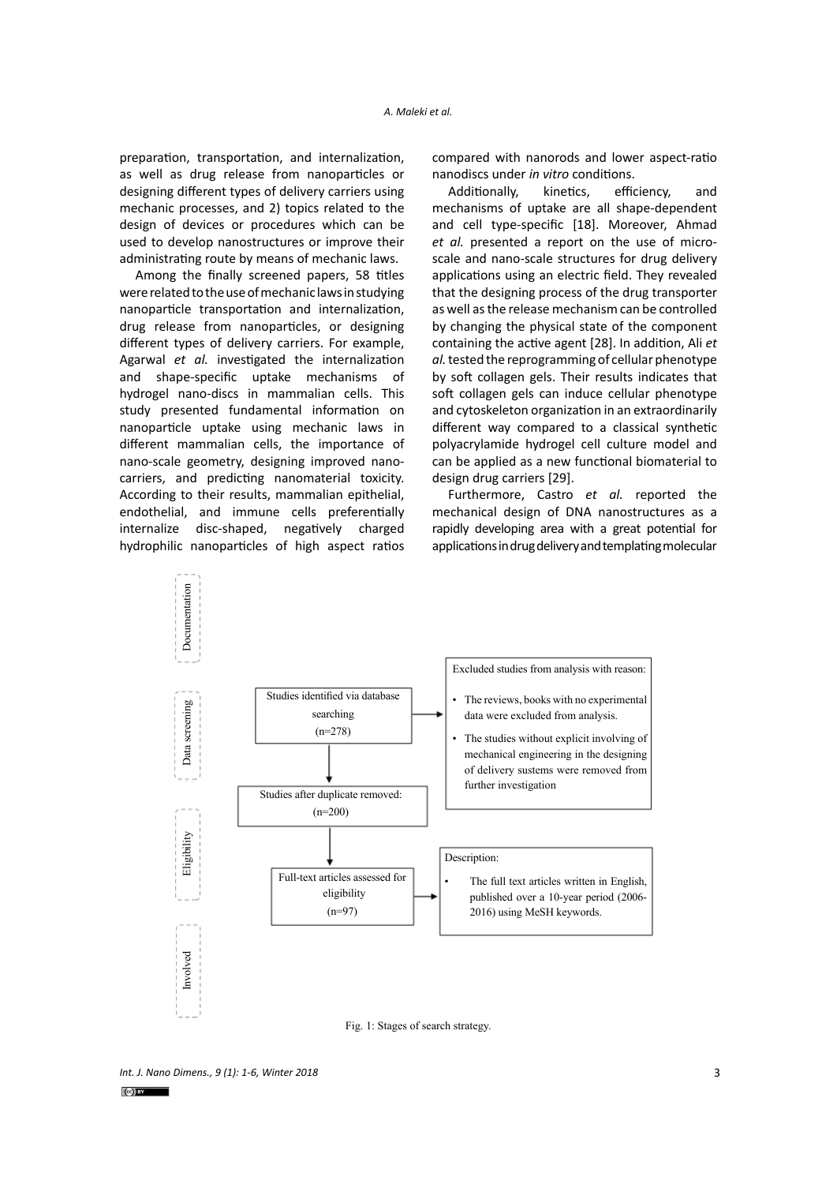preparation, transportation, and internalization, as well as drug release from nanoparticles or designing different types of delivery carriers using mechanic processes, and 2) topics related to the design of devices or procedures which can be used to develop nanostructures or improve their administrating route by means of mechanic laws.

Among the finally screened papers, 58 titles were related to the use of mechanic laws in studying nanoparticle transportation and internalization, drug release from nanoparticles, or designing different types of delivery carriers. For example, Agarwal *et al.* investigated the internalization and shape-specific uptake mechanisms of hydrogel nano-discs in mammalian cells. This study presented fundamental information on nanoparticle uptake using mechanic laws in different mammalian cells, the importance of nano-scale geometry, designing improved nano-carriers, and predicting nanomaterial toxicity. According to their results, mammalian epithelial, endothelial, and immune cells preferentially internalize disc-shaped, negatively charged hydrophilic nanoparticles of high aspect ratios compared with nanorods and lower aspect-ratio nanodiscs under *in vitro* conditions.

Additionally, kinetics, efficiency, and mechanisms of uptake are all shape-dependent and cell type-specific [18]. Moreover, Ahmad *et al.* presented a report on the use of micro-scale and nano-scale structures for drug delivery applications using an electric field. They revealed that the designing process of the drug transporter as well as the release mechanism can be controlled by changing the physical state of the component containing the active agent [28]. In addition, Ali *et al.* tested the reprogramming of cellular phenotype by soft collagen gels. Their results indicates that soft collagen gels can induce cellular phenotype and cytoskeleton organization in an extraordinarily different way compared to a classical synthetic polyacrylamide hydrogel cell culture model and can be applied as a new functional biomaterial to design drug carriers [29].

Furthermore, Castro *et al.* reported the mechanical design of DNA nanostructures as a rapidly developing area with a great potential for applications in drug delivery and templating molecular

Documentation

Data screening

Eligibility

Involved

Studies identified via database searching (n=278)

Excluded studies from analysis with reason:
- The reviews, books with no experimental data were excluded from analysis.
- The studies without explicit involving of mechanical engineering in the designing of delivery sustems were removed from further investigation

Studies after duplicate removed: (n=200)

Full-text articles assessed for eligibility (n=97)

Description:
- The full text articles written in English, published over a 10-year period (2006-2016) using MeSH keywords.

Fig. 1: Stages of search strategy.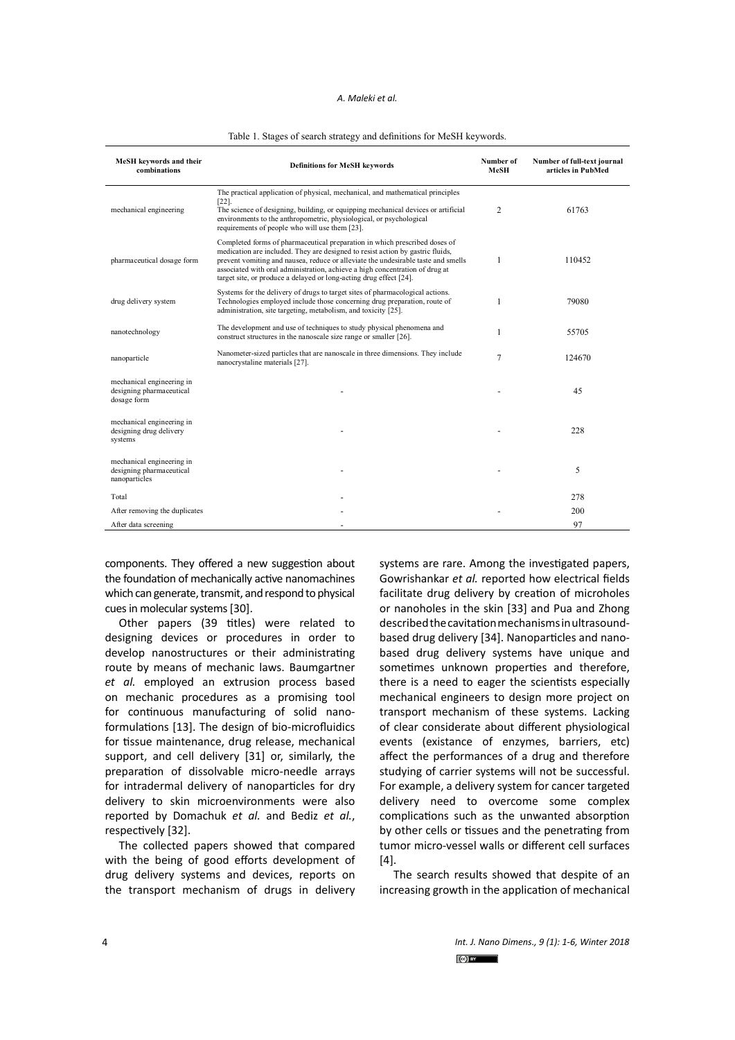Table 1. Stages of search strategy and definitions for MeSH keywords.

| MeSH keywords and their combinations | Definitions for MeSH keywords | Number of MeSH | Number of full-text journal articles in PubMed |
|---|---|---|---|
| mechanical engineering | The practical application of physical, mechanical, and mathematical principles [22]. The science of designing, building, or equipping mechanical devices or artificial environments to the anthropometric, physiological, or psychological requirements of people who will use them [23]. | 2 | 61763 |
| pharmaceutical dosage form | Completed forms of pharmaceutical preparation in which prescribed doses of medication are included. They are designed to resist action by gastric fluids, prevent vomiting and nausea, reduce or alleviate the undesirable taste and smells associated with oral administration, achieve a high concentration of drug at target site, or produce a delayed or long-acting drug effect [24]. | 1 | 110452 |
| drug delivery system | Systems for the delivery of drugs to target sites of pharmacological actions. Technologies employed include those concerning drug preparation, route of administration, site targeting, metabolism, and toxicity [25]. | 1 | 79080 |
| nanotechnology | The development and use of techniques to study physical phenomena and construct structures in the nanoscale size range or smaller [26]. | 1 | 55705 |
| nanoparticle | Nanometer-sized particles that are nanoscale in three dimensions. They include nanocrystaline materials [27]. | 7 | 124670 |
| mechanical engineering in designing pharmaceutical dosage form | - | - | 45 |
| mechanical engineering in designing drug delivery systems | - | - | 228 |
| mechanical engineering in designing pharmaceutical nanoparticles | - | - | 5 |
| Total | - | | 278 |
| After removing the duplicates | - | - | 200 |
| After data screening | - | | 97 |

components. They offered a new suggestion about the foundation of mechanically active nanomachines which can generate, transmit, and respond to physical cues in molecular systems [30].

Other papers (39 titles) were related to designing devices or procedures in order to develop nanostructures or their administrating route by means of mechanic laws. Baumgartner *et al.* employed an extrusion process based on mechanic procedures as a promising tool for continuous manufacturing of solid nano-formulations [13]. The design of bio-microfluidics for tissue maintenance, drug release, mechanical support, and cell delivery [31] or, similarly, the preparation of dissolvable micro-needle arrays for intradermal delivery of nanoparticles for dry delivery to skin microenvironments were also reported by Domachuk *et al.* and Bediz *et al.*, respectively [32].

The collected papers showed that compared with the being of good efforts development of drug delivery systems and devices, reports on the transport mechanism of drugs in delivery systems are rare. Among the investigated papers, Gowrishankar *et al.* reported how electrical fields facilitate drug delivery by creation of microholes or nanoholes in the skin [33] and Pua and Zhong described the cavitation mechanisms in ultrasound-based drug delivery [34]. Nanoparticles and nano-based drug delivery systems have unique and sometimes unknown properties and therefore, there is a need to eager the scientists especially mechanical engineers to design more project on transport mechanism of these systems. Lacking of clear considerate about different physiological events (existance of enzymes, barriers, etc) affect the performances of a drug and therefore studying of carrier systems will not be successful. For example, a delivery system for cancer targeted delivery need to overcome some complex complications such as the unwanted absorption by other cells or tissues and the penetrating from tumor micro-vessel walls or different cell surfaces [4].

The search results showed that despite of an increasing growth in the application of mechanical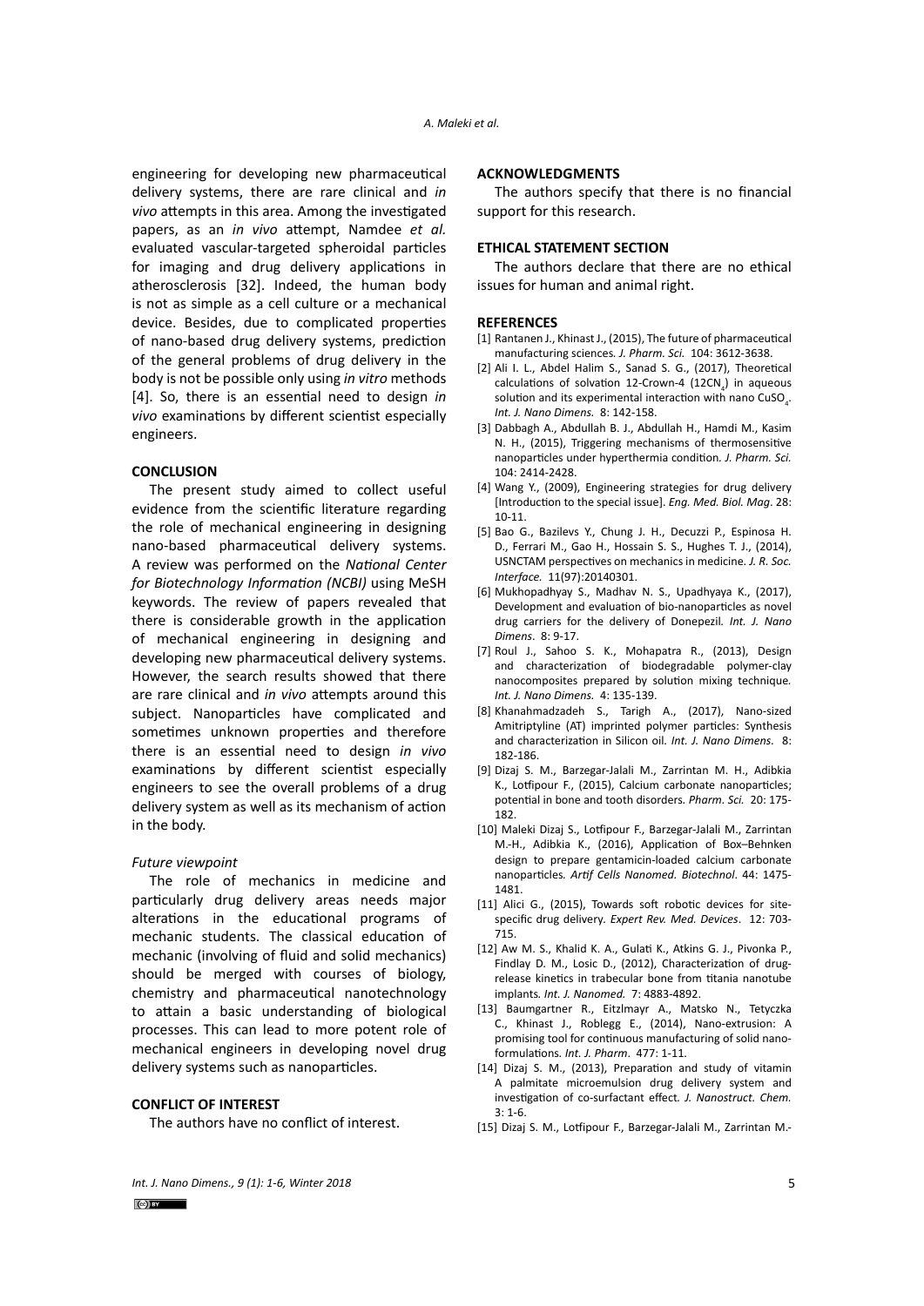engineering for developing new pharmaceutical delivery systems, there are rare clinical and *in vivo* attempts in this area. Among the investigated papers, as an *in vivo* attempt, Namdee *et al.* evaluated vascular-targeted spheroidal particles for imaging and drug delivery applications in atherosclerosis [32]. Indeed, the human body is not as simple as a cell culture or a mechanical device. Besides, due to complicated properties of nano-based drug delivery systems, prediction of the general problems of drug delivery in the body is not be possible only using *in vitro* methods [4]. So, there is an essential need to design *in vivo* examinations by different scientist especially engineers.

## CONCLUSION

The present study aimed to collect useful evidence from the scientific literature regarding the role of mechanical engineering in designing nano-based pharmaceutical delivery systems. A review was performed on the *National Center for Biotechnology Information (NCBI)* using MeSH keywords. The review of papers revealed that there is considerable growth in the application of mechanical engineering in designing and developing new pharmaceutical delivery systems. However, the search results showed that there are rare clinical and *in vivo* attempts around this subject. Nanoparticles have complicated and sometimes unknown properties and therefore there is an essential need to design *in vivo* examinations by different scientist especially engineers to see the overall problems of a drug delivery system as well as its mechanism of action in the body.

### *Future viewpoint*

The role of mechanics in medicine and particularly drug delivery areas needs major alterations in the educational programs of mechanic students. The classical education of mechanic (involving of fluid and solid mechanics) should be merged with courses of biology, chemistry and pharmaceutical nanotechnology to attain a basic understanding of biological processes. This can lead to more potent role of mechanical engineers in developing novel drug delivery systems such as nanoparticles.

## CONFLICT OF INTEREST

The authors have no conflict of interest.

## ACKNOWLEDGMENTS

The authors specify that there is no financial support for this research.

## ETHICAL STATEMENT SECTION

The authors declare that there are no ethical issues for human and animal right.

## REFERENCES

[1] Rantanen J., Khinast J., (2015), The future of pharmaceutical manufacturing sciences. *J. Pharm. Sci.* 104: 3612-3638.

[2] Ali I. L., Abdel Halim S., Sanad S. G., (2017), Theoretical calculations of solvation 12-Crown-4 ($12CN_4$) in aqueous solution and its experimental interaction with nano $CuSO_4$. *Int. J. Nano Dimens.* 8: 142-158.

[3] Dabbagh A., Abdullah B. J., Abdullah H., Hamdi M., Kasim N. H., (2015), Triggering mechanisms of thermosensitive nanoparticles under hyperthermia condition. *J. Pharm. Sci.* 104: 2414-2428.

[4] Wang Y., (2009), Engineering strategies for drug delivery [Introduction to the special issue]. *Eng. Med. Biol. Mag*. 28: 10-11.

[5] Bao G., Bazilevs Y., Chung J. H., Decuzzi P., Espinosa H. D., Ferrari M., Gao H., Hossain S. S., Hughes T. J., (2014), USNCTAM perspectives on mechanics in medicine. *J. R. Soc. Interface.* 11(97):20140301.

[6] Mukhopadhyay S., Madhav N. S., Upadhyaya K., (2017), Development and evaluation of bio-nanoparticles as novel drug carriers for the delivery of Donepezil. *Int. J. Nano Dimens*. 8: 9-17.

[7] Roul J., Sahoo S. K., Mohapatra R., (2013), Design and characterization of biodegradable polymer-clay nanocomposites prepared by solution mixing technique. *Int. J. Nano Dimens.* 4: 135-139.

[8] Khanahmadzadeh S., Tarigh A., (2017), Nano-sized Amitriptyline (AT) imprinted polymer particles: Synthesis and characterization in Silicon oil. *Int. J. Nano Dimens.* 8: 182-186.

[9] Dizaj S. M., Barzegar-Jalali M., Zarrintan M. H., Adibkia K., Lotfipour F., (2015), Calcium carbonate nanoparticles; potential in bone and tooth disorders. *Pharm. Sci.* 20: 175-182.

[10] Maleki Dizaj S., Lotfipour F., Barzegar-Jalali M., Zarrintan M.-H., Adibkia K., (2016), Application of Box–Behnken design to prepare gentamicin-loaded calcium carbonate nanoparticles. *Artif Cells Nanomed. Biotechnol*. 44: 1475-1481.

[11] Alici G., (2015), Towards soft robotic devices for site-specific drug delivery. *Expert Rev. Med. Devices*. 12: 703-715.

[12] Aw M. S., Khalid K. A., Gulati K., Atkins G. J., Pivonka P., Findlay D. M., Losic D., (2012), Characterization of drug-release kinetics in trabecular bone from titania nanotube implants. *Int. J. Nanomed.* 7: 4883-4892.

[13] Baumgartner R., Eitzlmayr A., Matsko N., Tetyczka C., Khinast J., Roblegg E., (2014), Nano-extrusion: A promising tool for continuous manufacturing of solid nano-formulations. *Int. J. Pharm*. 477: 1-11.

[14] Dizaj S. M., (2013), Preparation and study of vitamin A palmitate microemulsion drug delivery system and investigation of co-surfactant effect. *J. Nanostruct. Chem.* 3: 1-6.

[15] Dizaj S. M., Lotfipour F., Barzegar-Jalali M., Zarrintan M.-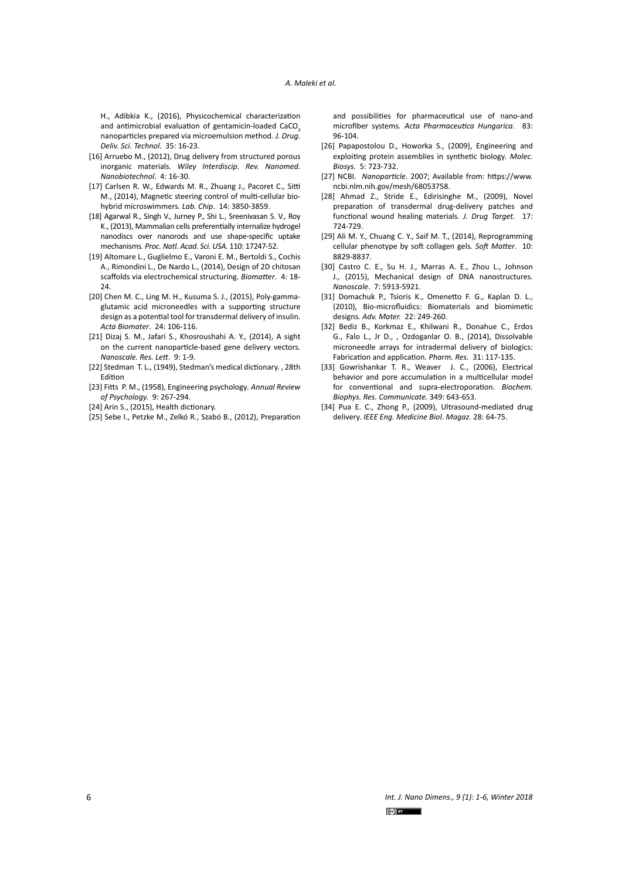H., Adibkia K., (2016), Physicochemical characterization and antimicrobial evaluation of gentamicin-loaded $CaCO_3$ nanoparticles prepared via microemulsion method. *J. Drug. Deliv. Sci. Technol*. 35: 16-23.

[16] Arruebo M., (2012), Drug delivery from structured porous inorganic materials. *Wiley Interdiscip. Rev. Nanomed. Nanobiotechnol*. 4: 16-30.

[17] Carlsen R. W., Edwards M. R., Zhuang J., Pacoret C., Sitti M., (2014), Magnetic steering control of multi-cellular bio-hybrid microswimmers. *Lab. Chip*. 14: 3850-3859.

[18] Agarwal R., Singh V., Jurney P., Shi L., Sreenivasan S. V., Roy K., (2013), Mammalian cells preferentially internalize hydrogel nanodiscs over nanorods and use shape-specific uptake mechanisms. *Proc. Natl. Acad. Sci. USA.* 110: 17247-52.

[19] Altomare L., Guglielmo E., Varoni E. M., Bertoldi S., Cochis A., Rimondini L., De Nardo L., (2014), Design of 2D chitosan scaffolds via electrochemical structuring. *Biomatter*. 4: 18-24.

[20] Chen M. C., Ling M. H., Kusuma S. J., (2015), Poly-gamma-glutamic acid microneedles with a supporting structure design as a potential tool for transdermal delivery of insulin. *Acta Biomater*. 24: 106-116.

[21] Dizaj S. M., Jafari S., Khosroushahi A. Y., (2014), A sight on the current nanoparticle-based gene delivery vectors. *Nanoscale. Res. Lett*. 9: 1-9.

[22] Stedman T. L., (1949), Stedman's medical dictionary. , 28th Edition

[23] Fitts P. M., (1958), Engineering psychology. *Annual Review of Psychology.* 9: 267-294.

[24] Arin S., (2015), Health dictionary.

[25] Sebe I., Petzke M., Zelkó R., Szabó B., (2012), Preparation and possibilities for pharmaceutical use of nano-and microfiber systems. *Acta Pharmaceutica Hungarica*. 83: 96-104.

[26] Papapostolou D., Howorka S., (2009), Engineering and exploiting protein assemblies in synthetic biology. *Molec. Biosys.* 5: 723-732.

[27] NCBI. *Nanoparticle*. 2007; Available from: https://www.ncbi.nlm.nih.gov/mesh/68053758.

[28] Ahmad Z., Stride E., Edirisinghe M., (2009), Novel preparation of transdermal drug-delivery patches and functional wound healing materials. *J. Drug Target.* 17: 724-729.

[29] Ali M. Y., Chuang C. Y., Saif M. T., (2014), Reprogramming cellular phenotype by soft collagen gels. *Soft Matter*. 10: 8829-8837.

[30] Castro C. E., Su H. J., Marras A. E., Zhou L., Johnson J., (2015), Mechanical design of DNA nanostructures. *Nanoscale*. 7: 5913-5921.

[31] Domachuk P., Tsioris K., Omenetto F. G., Kaplan D. L., (2010), Bio-microfluidics: Biomaterials and biomimetic designs. *Adv. Mater.* 22: 249-260.

[32] Bediz B., Korkmaz E., Khilwani R., Donahue C., Erdos G., Falo L., Jr D., , Ozdoganlar O. B., (2014), Dissolvable microneedle arrays for intradermal delivery of biologics: Fabrication and application. *Pharm. Res*. 31: 117-135.

[33] Gowrishankar T. R., Weaver J. C., (2006), Electrical behavior and pore accumulation in a multicellular model for conventional and supra-electroporation. *Biochem. Biophys. Res. Communicate.* 349: 643-653.

[34] Pua E. C., Zhong P., (2009), Ultrasound-mediated drug delivery. *IEEE Eng. Medicine Biol. Magaz.* 28: 64-75.